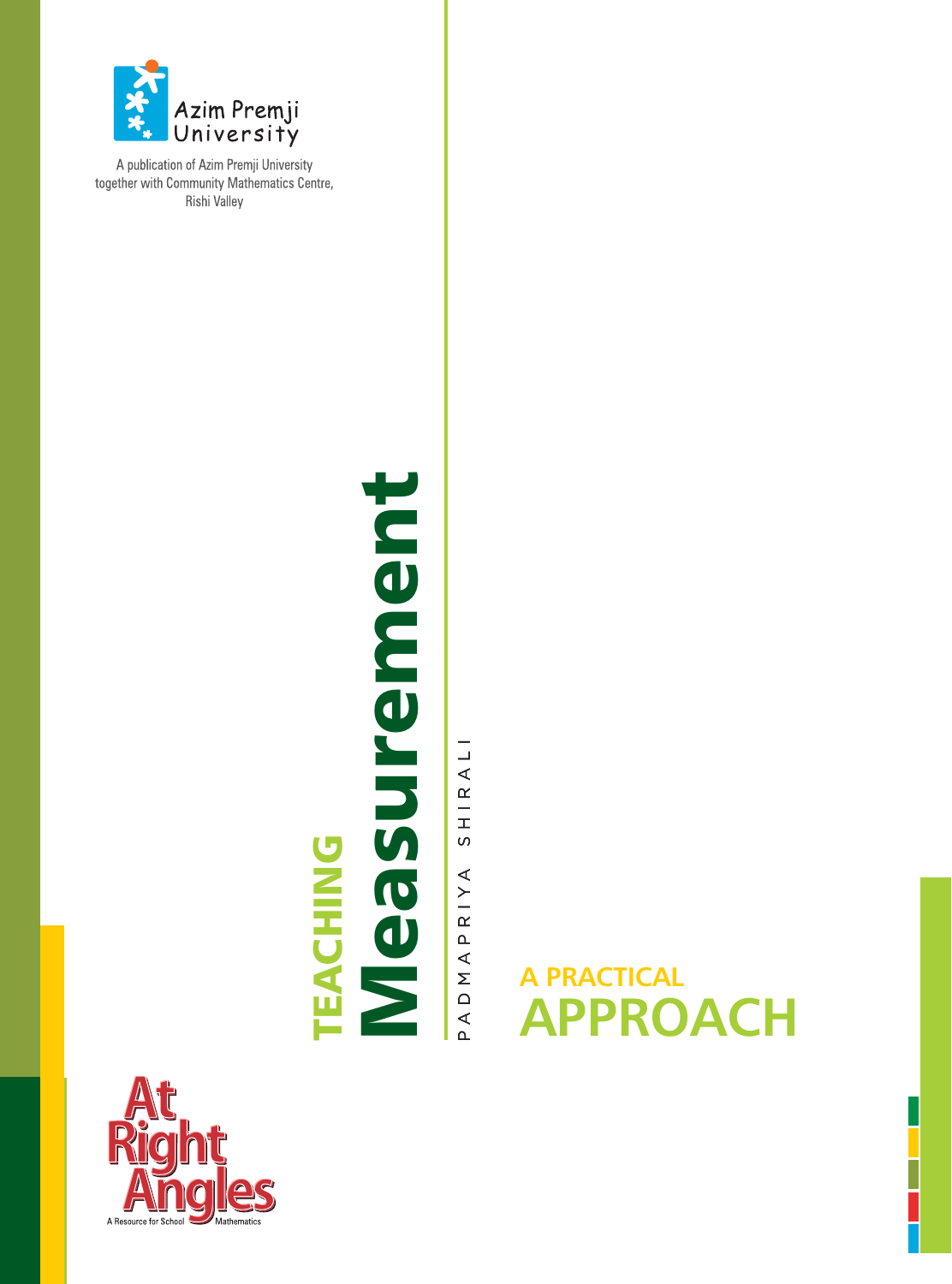Azim Premji University

A publication of Azim Premji University together with Community Mathematics Centre, Rishi Valley

# TEACHING Measurement

PADMAPRIYA SHIRALI

## A PRACTICAL APPROACH

At Right Angles

A Resource for School Mathematics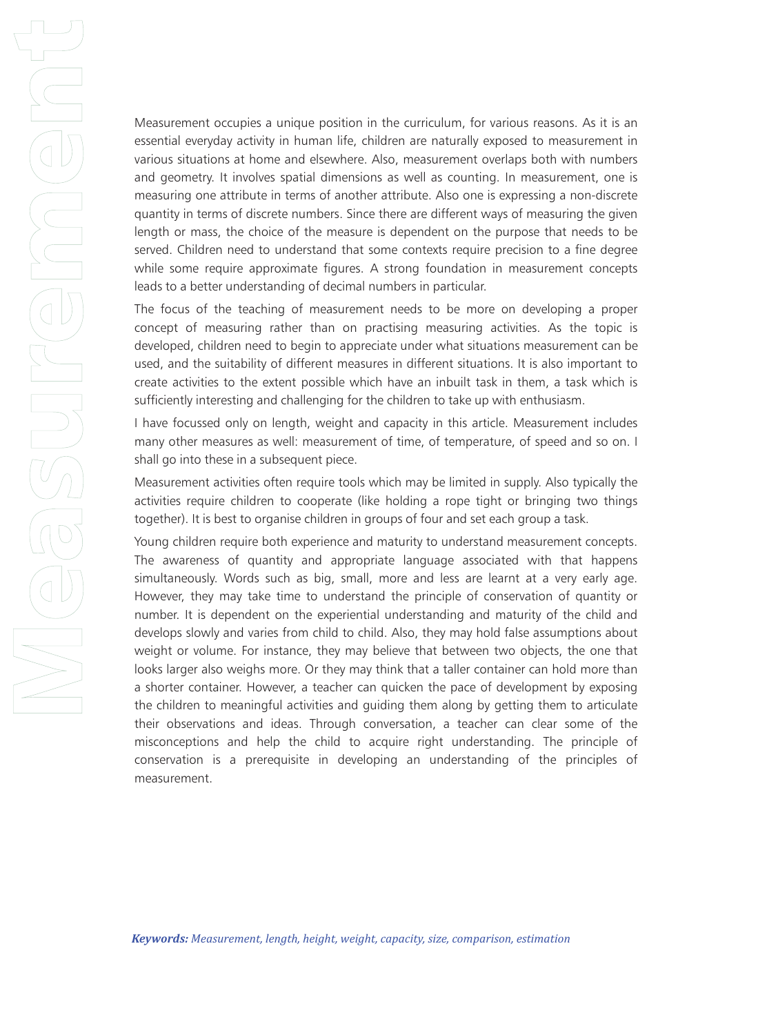# Measurement

Measurement occupies a unique position in the curriculum, for various reasons. As it is an essential everyday activity in human life, children are naturally exposed to measurement in various situations at home and elsewhere. Also, measurement overlaps both with numbers and geometry. It involves spatial dimensions as well as counting. In measurement, one is measuring one attribute in terms of another attribute. Also one is expressing a non-discrete quantity in terms of discrete numbers. Since there are different ways of measuring the given length or mass, the choice of the measure is dependent on the purpose that needs to be served. Children need to understand that some contexts require precision to a fine degree while some require approximate figures. A strong foundation in measurement concepts leads to a better understanding of decimal numbers in particular.

The focus of the teaching of measurement needs to be more on developing a proper concept of measuring rather than on practising measuring activities. As the topic is developed, children need to begin to appreciate under what situations measurement can be used, and the suitability of different measures in different situations. It is also important to create activities to the extent possible which have an inbuilt task in them, a task which is sufficiently interesting and challenging for the children to take up with enthusiasm.

I have focussed only on length, weight and capacity in this article. Measurement includes many other measures as well: measurement of time, of temperature, of speed and so on. I shall go into these in a subsequent piece.

Measurement activities often require tools which may be limited in supply. Also typically the activities require children to cooperate (like holding a rope tight or bringing two things together). It is best to organise children in groups of four and set each group a task.

Young children require both experience and maturity to understand measurement concepts. The awareness of quantity and appropriate language associated with that happens simultaneously. Words such as big, small, more and less are learnt at a very early age. However, they may take time to understand the principle of conservation of quantity or number. It is dependent on the experiential understanding and maturity of the child and develops slowly and varies from child to child. Also, they may hold false assumptions about weight or volume. For instance, they may believe that between two objects, the one that looks larger also weighs more. Or they may think that a taller container can hold more than a shorter container. However, a teacher can quicken the pace of development by exposing the children to meaningful activities and guiding them along by getting them to articulate their observations and ideas. Through conversation, a teacher can clear some of the misconceptions and help the child to acquire right understanding. The principle of conservation is a prerequisite in developing an understanding of the principles of measurement.

***Keywords:** Measurement, length, height, weight, capacity, size, comparison, estimation*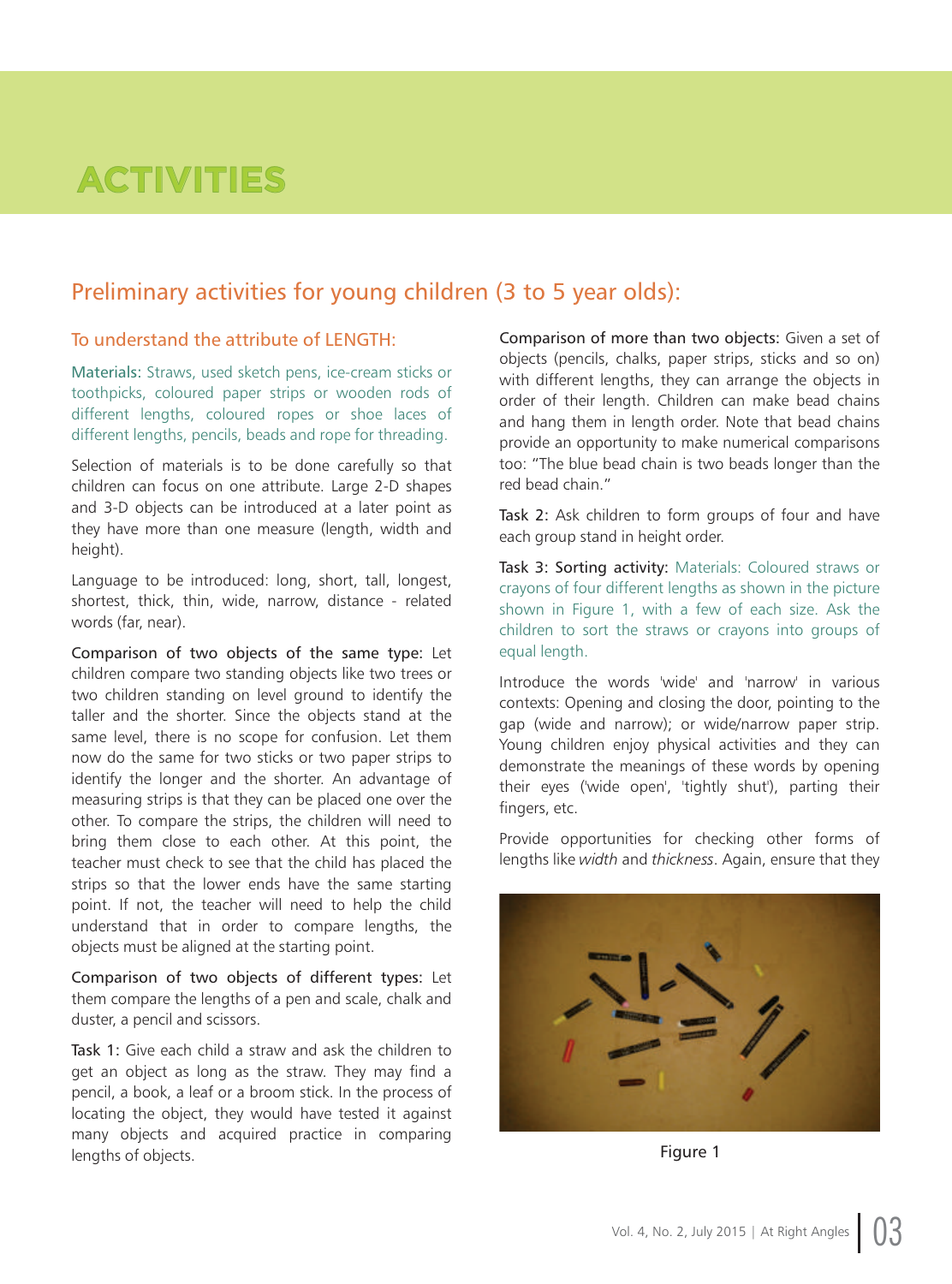# ACTIVITIES

## Preliminary activities for young children (3 to 5 year olds):

### To understand the attribute of LENGTH:

Materials: Straws, used sketch pens, ice-cream sticks or toothpicks, coloured paper strips or wooden rods of different lengths, coloured ropes or shoe laces of different lengths, pencils, beads and rope for threading.

Selection of materials is to be done carefully so that children can focus on one attribute. Large 2-D shapes and 3-D objects can be introduced at a later point as they have more than one measure (length, width and height).

Language to be introduced: long, short, tall, longest, shortest, thick, thin, wide, narrow, distance - related words (far, near).

Comparison of two objects of the same type: Let children compare two standing objects like two trees or two children standing on level ground to identify the taller and the shorter. Since the objects stand at the same level, there is no scope for confusion. Let them now do the same for two sticks or two paper strips to identify the longer and the shorter. An advantage of measuring strips is that they can be placed one over the other. To compare the strips, the children will need to bring them close to each other. At this point, the teacher must check to see that the child has placed the strips so that the lower ends have the same starting point. If not, the teacher will need to help the child understand that in order to compare lengths, the objects must be aligned at the starting point.

Comparison of two objects of different types: Let them compare the lengths of a pen and scale, chalk and duster, a pencil and scissors.

Task 1: Give each child a straw and ask the children to get an object as long as the straw. They may find a pencil, a book, a leaf or a broom stick. In the process of locating the object, they would have tested it against many objects and acquired practice in comparing lengths of objects.

Comparison of more than two objects: Given a set of objects (pencils, chalks, paper strips, sticks and so on) with different lengths, they can arrange the objects in order of their length. Children can make bead chains and hang them in length order. Note that bead chains provide an opportunity to make numerical comparisons too: "The blue bead chain is two beads longer than the red bead chain."

Task 2: Ask children to form groups of four and have each group stand in height order.

Task 3: Sorting activity: Materials: Coloured straws or crayons of four different lengths as shown in the picture shown in Figure 1, with a few of each size. Ask the children to sort the straws or crayons into groups of equal length.

Introduce the words 'wide' and 'narrow' in various contexts: Opening and closing the door, pointing to the gap (wide and narrow); or wide/narrow paper strip. Young children enjoy physical activities and they can demonstrate the meanings of these words by opening their eyes ('wide open', 'tightly shut'), parting their fingers, etc.

Provide opportunities for checking other forms of lengths like *width* and *thickness*. Again, ensure that they

Figure 1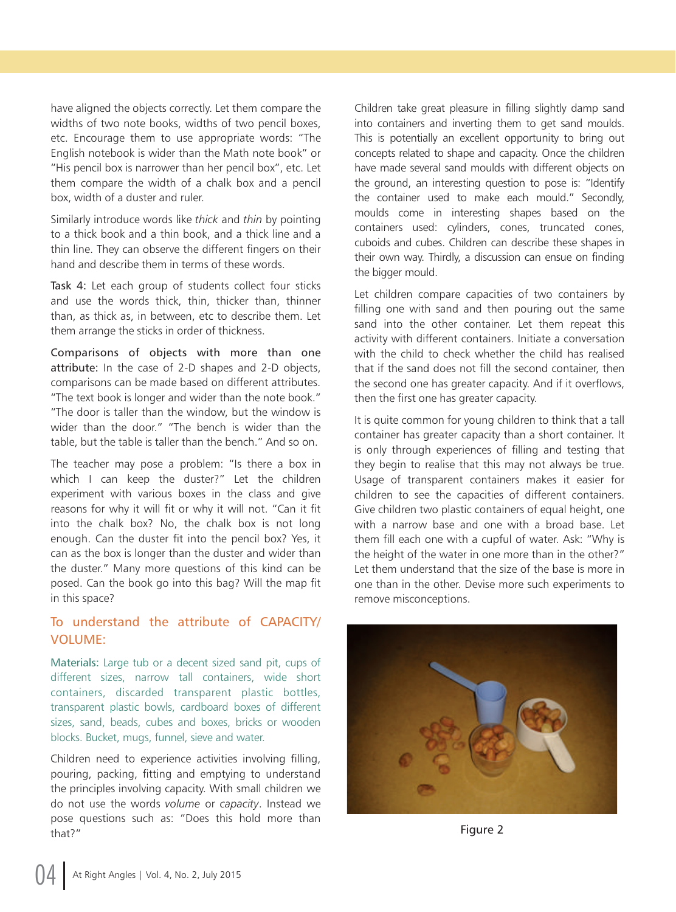have aligned the objects correctly. Let them compare the widths of two note books, widths of two pencil boxes, etc. Encourage them to use appropriate words: "The English notebook is wider than the Math note book" or "His pencil box is narrower than her pencil box", etc. Let them compare the width of a chalk box and a pencil box, width of a duster and ruler.

Similarly introduce words like *thick* and *thin* by pointing to a thick book and a thin book, and a thick line and a thin line. They can observe the different fingers on their hand and describe them in terms of these words.

Task 4: Let each group of students collect four sticks and use the words thick, thin, thicker than, thinner than, as thick as, in between, etc to describe them. Let them arrange the sticks in order of thickness.

**Comparisons of objects with more than one attribute:** In the case of 2-D shapes and 2-D objects, comparisons can be made based on different attributes. "The text book is longer and wider than the note book." "The door is taller than the window, but the window is wider than the door." "The bench is wider than the table, but the table is taller than the bench." And so on.

The teacher may pose a problem: "Is there a box in which I can keep the duster?" Let the children experiment with various boxes in the class and give reasons for why it will fit or why it will not. "Can it fit into the chalk box? No, the chalk box is not long enough. Can the duster fit into the pencil box? Yes, it can as the box is longer than the duster and wider than the duster." Many more questions of this kind can be posed. Can the book go into this bag? Will the map fit in this space?

## To understand the attribute of CAPACITY/ VOLUME:

Materials: Large tub or a decent sized sand pit, cups of different sizes, narrow tall containers, wide short containers, discarded transparent plastic bottles, transparent plastic bowls, cardboard boxes of different sizes, sand, beads, cubes and boxes, bricks or wooden blocks. Bucket, mugs, funnel, sieve and water.

Children need to experience activities involving filling, pouring, packing, fitting and emptying to understand the principles involving capacity. With small children we do not use the words *volume* or *capacity*. Instead we pose questions such as: "Does this hold more than that?"

Children take great pleasure in filling slightly damp sand into containers and inverting them to get sand moulds. This is potentially an excellent opportunity to bring out concepts related to shape and capacity. Once the children have made several sand moulds with different objects on the ground, an interesting question to pose is: "Identify the container used to make each mould." Secondly, moulds come in interesting shapes based on the containers used: cylinders, cones, truncated cones, cuboids and cubes. Children can describe these shapes in their own way. Thirdly, a discussion can ensue on finding the bigger mould.

Let children compare capacities of two containers by filling one with sand and then pouring out the same sand into the other container. Let them repeat this activity with different containers. Initiate a conversation with the child to check whether the child has realised that if the sand does not fill the second container, then the second one has greater capacity. And if it overflows, then the first one has greater capacity.

It is quite common for young children to think that a tall container has greater capacity than a short container. It is only through experiences of filling and testing that they begin to realise that this may not always be true. Usage of transparent containers makes it easier for children to see the capacities of different containers. Give children two plastic containers of equal height, one with a narrow base and one with a broad base. Let them fill each one with a cupful of water. Ask: "Why is the height of the water in one more than in the other?" Let them understand that the size of the base is more in one than in the other. Devise more such experiments to remove misconceptions.

Figure 2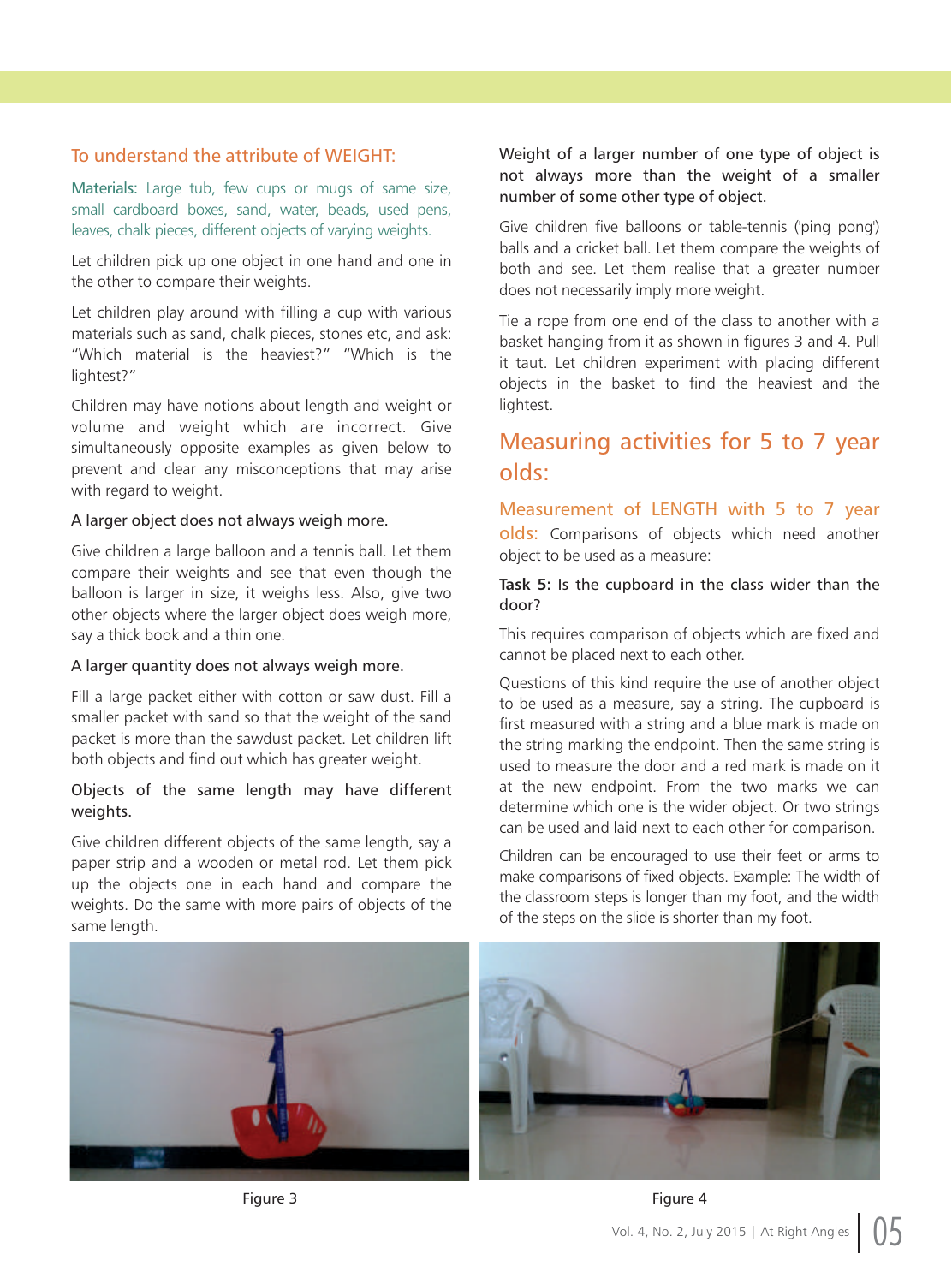### To understand the attribute of WEIGHT:

Materials: Large tub, few cups or mugs of same size, small cardboard boxes, sand, water, beads, used pens, leaves, chalk pieces, different objects of varying weights.

Let children pick up one object in one hand and one in the other to compare their weights.

Let children play around with filling a cup with various materials such as sand, chalk pieces, stones etc, and ask: "Which material is the heaviest?" "Which is the lightest?"

Children may have notions about length and weight or volume and weight which are incorrect. Give simultaneously opposite examples as given below to prevent and clear any misconceptions that may arise with regard to weight.

A larger object does not always weigh more.

Give children a large balloon and a tennis ball. Let them compare their weights and see that even though the balloon is larger in size, it weighs less. Also, give two other objects where the larger object does weigh more, say a thick book and a thin one.

A larger quantity does not always weigh more.

Fill a large packet either with cotton or saw dust. Fill a smaller packet with sand so that the weight of the sand packet is more than the sawdust packet. Let children lift both objects and find out which has greater weight.

Objects of the same length may have different weights.

Give children different objects of the same length, say a paper strip and a wooden or metal rod. Let them pick up the objects one in each hand and compare the weights. Do the same with more pairs of objects of the same length.

Weight of a larger number of one type of object is not always more than the weight of a smaller number of some other type of object.

Give children five balloons or table-tennis ('ping pong') balls and a cricket ball. Let them compare the weights of both and see. Let them realise that a greater number does not necessarily imply more weight.

Tie a rope from one end of the class to another with a basket hanging from it as shown in figures 3 and 4. Pull it taut. Let children experiment with placing different objects in the basket to find the heaviest and the lightest.

## Measuring activities for 5 to 7 year olds:

**Measurement of LENGTH with 5 to 7 year olds:** Comparisons of objects which need another object to be used as a measure:

**Task 5:** Is the cupboard in the class wider than the door?

This requires comparison of objects which are fixed and cannot be placed next to each other.

Questions of this kind require the use of another object to be used as a measure, say a string. The cupboard is first measured with a string and a blue mark is made on the string marking the endpoint. Then the same string is used to measure the door and a red mark is made on it at the new endpoint. From the two marks we can determine which one is the wider object. Or two strings can be used and laid next to each other for comparison.

Children can be encouraged to use their feet or arms to make comparisons of fixed objects. Example: The width of the classroom steps is longer than my foot, and the width of the steps on the slide is shorter than my foot.

Figure 3

Figure 4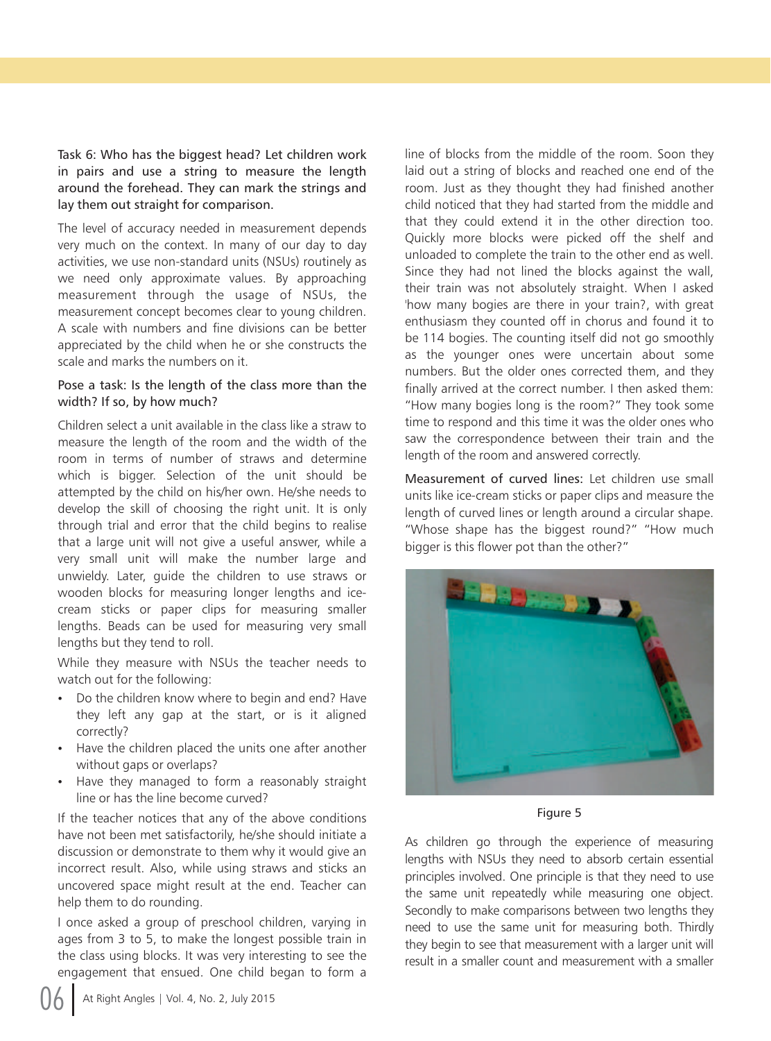Task 6: Who has the biggest head? Let children work in pairs and use a string to measure the length around the forehead. They can mark the strings and lay them out straight for comparison.

The level of accuracy needed in measurement depends very much on the context. In many of our day to day activities, we use non-standard units (NSUs) routinely as we need only approximate values. By approaching measurement through the usage of NSUs, the measurement concept becomes clear to young children. A scale with numbers and fine divisions can be better appreciated by the child when he or she constructs the scale and marks the numbers on it.

Pose a task: Is the length of the class more than the width? If so, by how much?

Children select a unit available in the class like a straw to measure the length of the room and the width of the room in terms of number of straws and determine which is bigger. Selection of the unit should be attempted by the child on his/her own. He/she needs to develop the skill of choosing the right unit. It is only through trial and error that the child begins to realise that a large unit will not give a useful answer, while a very small unit will make the number large and unwieldy. Later, guide the children to use straws or wooden blocks for measuring longer lengths and ice-cream sticks or paper clips for measuring smaller lengths. Beads can be used for measuring very small lengths but they tend to roll.

While they measure with NSUs the teacher needs to watch out for the following:

- Do the children know where to begin and end? Have they left any gap at the start, or is it aligned correctly?
- Have the children placed the units one after another without gaps or overlaps?
- Have they managed to form a reasonably straight line or has the line become curved?

If the teacher notices that any of the above conditions have not been met satisfactorily, he/she should initiate a discussion or demonstrate to them why it would give an incorrect result. Also, while using straws and sticks an uncovered space might result at the end. Teacher can help them to do rounding.

I once asked a group of preschool children, varying in ages from 3 to 5, to make the longest possible train in the class using blocks. It was very interesting to see the engagement that ensued. One child began to form a line of blocks from the middle of the room. Soon they laid out a string of blocks and reached one end of the room. Just as they thought they had finished another child noticed that they had started from the middle and that they could extend it in the other direction too. Quickly more blocks were picked off the shelf and unloaded to complete the train to the other end as well. Since they had not lined the blocks against the wall, their train was not absolutely straight. When I asked 'how many bogies are there in your train?, with great enthusiasm they counted off in chorus and found it to be 114 bogies. The counting itself did not go smoothly as the younger ones were uncertain about some numbers. But the older ones corrected them, and they finally arrived at the correct number. I then asked them: "How many bogies long is the room?" They took some time to respond and this time it was the older ones who saw the correspondence between their train and the length of the room and answered correctly.

Measurement of curved lines: Let children use small units like ice-cream sticks or paper clips and measure the length of curved lines or length around a circular shape. "Whose shape has the biggest round?" "How much bigger is this flower pot than the other?"

Figure 5

As children go through the experience of measuring lengths with NSUs they need to absorb certain essential principles involved. One principle is that they need to use the same unit repeatedly while measuring one object. Secondly to make comparisons between two lengths they need to use the same unit for measuring both. Thirdly they begin to see that measurement with a larger unit will result in a smaller count and measurement with a smaller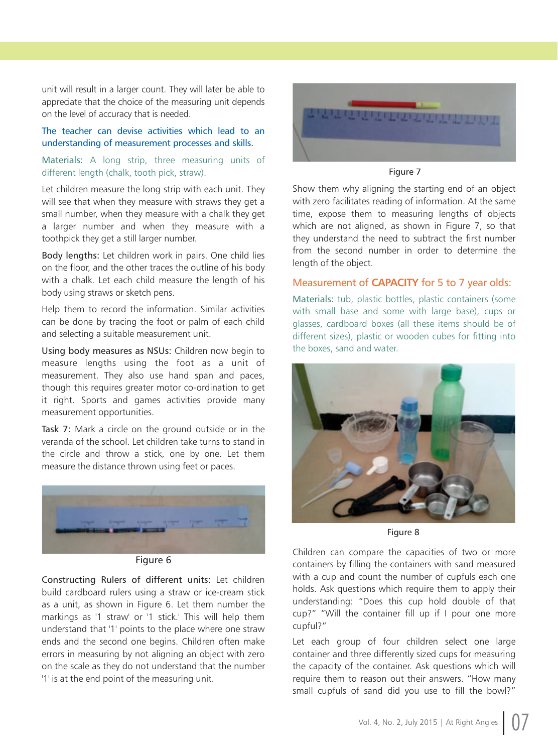unit will result in a larger count. They will later be able to appreciate that the choice of the measuring unit depends on the level of accuracy that is needed.

The teacher can devise activities which lead to an understanding of measurement processes and skills.

Materials: A long strip, three measuring units of different length (chalk, tooth pick, straw).

Let children measure the long strip with each unit. They will see that when they measure with straws they get a small number, when they measure with a chalk they get a larger number and when they measure with a toothpick they get a still larger number.

Body lengths: Let children work in pairs. One child lies on the floor, and the other traces the outline of his body with a chalk. Let each child measure the length of his body using straws or sketch pens.

Help them to record the information. Similar activities can be done by tracing the foot or palm of each child and selecting a suitable measurement unit.

Using body measures as NSUs: Children now begin to measure lengths using the foot as a unit of measurement. They also use hand span and paces, though this requires greater motor co-ordination to get it right. Sports and games activities provide many measurement opportunities.

Task 7: Mark a circle on the ground outside or in the veranda of the school. Let children take turns to stand in the circle and throw a stick, one by one. Let them measure the distance thrown using feet or paces.

Figure 6

Constructing Rulers of different units: Let children build cardboard rulers using a straw or ice-cream stick as a unit, as shown in Figure 6. Let them number the markings as '1 straw' or '1 stick.' This will help them understand that '1' points to the place where one straw ends and the second one begins. Children often make errors in measuring by not aligning an object with zero on the scale as they do not understand that the number '1' is at the end point of the measuring unit.

Figure 7

Show them why aligning the starting end of an object with zero facilitates reading of information. At the same time, expose them to measuring lengths of objects which are not aligned, as shown in Figure 7, so that they understand the need to subtract the first number from the second number in order to determine the length of the object.

## Measurement of **CAPACITY** for 5 to 7 year olds:

Materials: tub, plastic bottles, plastic containers (some with small base and some with large base), cups or glasses, cardboard boxes (all these items should be of different sizes), plastic or wooden cubes for fitting into the boxes, sand and water.

Figure 8

Children can compare the capacities of two or more containers by filling the containers with sand measured with a cup and count the number of cupfuls each one holds. Ask questions which require them to apply their understanding: "Does this cup hold double of that cup?" "Will the container fill up if I pour one more cupful?"

Let each group of four children select one large container and three differently sized cups for measuring the capacity of the container. Ask questions which will require them to reason out their answers. "How many small cupfuls of sand did you use to fill the bowl?"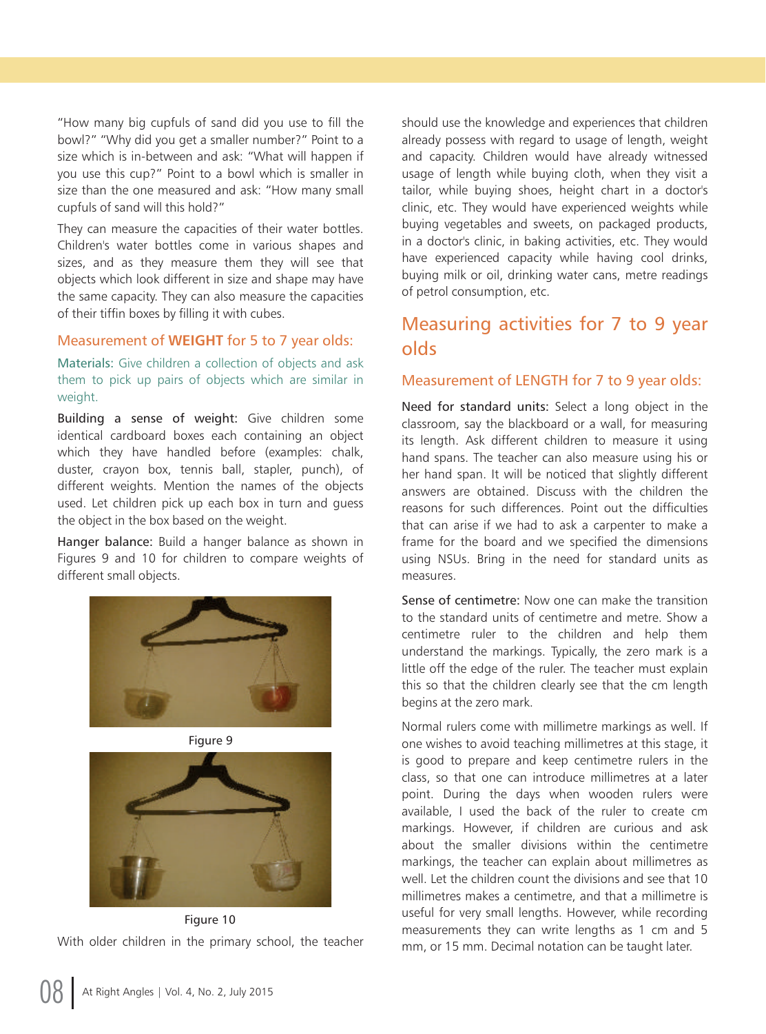"How many big cupfuls of sand did you use to fill the bowl?" "Why did you get a smaller number?" Point to a size which is in-between and ask: "What will happen if you use this cup?" Point to a bowl which is smaller in size than the one measured and ask: "How many small cupfuls of sand will this hold?"

They can measure the capacities of their water bottles. Children's water bottles come in various shapes and sizes, and as they measure them they will see that objects which look different in size and shape may have the same capacity. They can also measure the capacities of their tiffin boxes by filling it with cubes.

### Measurement of **WEIGHT** for 5 to 7 year olds:

Materials: Give children a collection of objects and ask them to pick up pairs of objects which are similar in weight.

**Building a sense of weight:** Give children some identical cardboard boxes each containing an object which they have handled before (examples: chalk, duster, crayon box, tennis ball, stapler, punch), of different weights. Mention the names of the objects used. Let children pick up each box in turn and guess the object in the box based on the weight.

**Hanger balance:** Build a hanger balance as shown in Figures 9 and 10 for children to compare weights of different small objects.

Figure 9

Figure 10

With older children in the primary school, the teacher should use the knowledge and experiences that children already possess with regard to usage of length, weight and capacity. Children would have already witnessed usage of length while buying cloth, when they visit a tailor, while buying shoes, height chart in a doctor's clinic, etc. They would have experienced weights while buying vegetables and sweets, on packaged products, in a doctor's clinic, in baking activities, etc. They would have experienced capacity while having cool drinks, buying milk or oil, drinking water cans, metre readings of petrol consumption, etc.

## Measuring activities for 7 to 9 year olds

### Measurement of LENGTH for 7 to 9 year olds:

**Need for standard units:** Select a long object in the classroom, say the blackboard or a wall, for measuring its length. Ask different children to measure it using hand spans. The teacher can also measure using his or her hand span. It will be noticed that slightly different answers are obtained. Discuss with the children the reasons for such differences. Point out the difficulties that can arise if we had to ask a carpenter to make a frame for the board and we specified the dimensions using NSUs. Bring in the need for standard units as measures.

**Sense of centimetre:** Now one can make the transition to the standard units of centimetre and metre. Show a centimetre ruler to the children and help them understand the markings. Typically, the zero mark is a little off the edge of the ruler. The teacher must explain this so that the children clearly see that the cm length begins at the zero mark.

Normal rulers come with millimetre markings as well. If one wishes to avoid teaching millimetres at this stage, it is good to prepare and keep centimetre rulers in the class, so that one can introduce millimetres at a later point. During the days when wooden rulers were available, I used the back of the ruler to create cm markings. However, if children are curious and ask about the smaller divisions within the centimetre markings, the teacher can explain about millimetres as well. Let the children count the divisions and see that 10 millimetres makes a centimetre, and that a millimetre is useful for very small lengths. However, while recording measurements they can write lengths as 1 cm and 5 mm, or 15 mm. Decimal notation can be taught later.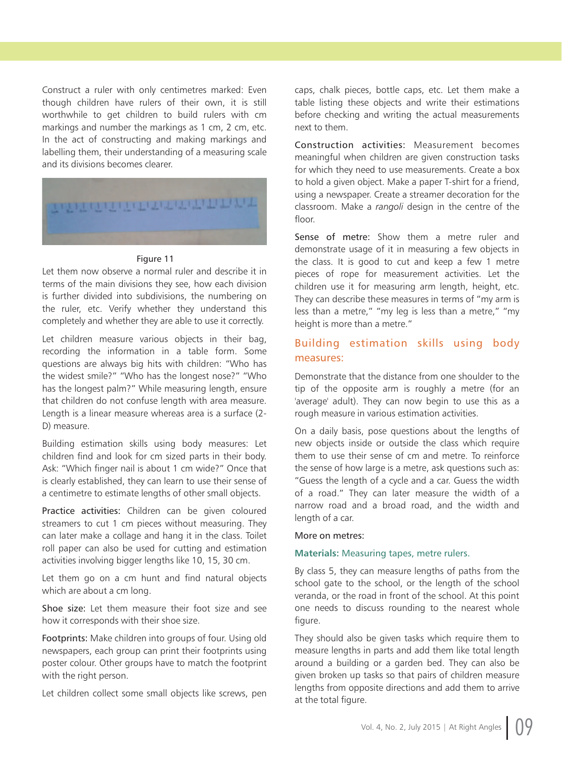Construct a ruler with only centimetres marked: Even though children have rulers of their own, it is still worthwhile to get children to build rulers with cm markings and number the markings as 1 cm, 2 cm, etc. In the act of constructing and making markings and labelling them, their understanding of a measuring scale and its divisions becomes clearer.

Figure 11

Let them now observe a normal ruler and describe it in terms of the main divisions they see, how each division is further divided into subdivisions, the numbering on the ruler, etc. Verify whether they understand this completely and whether they are able to use it correctly.

Let children measure various objects in their bag, recording the information in a table form. Some questions are always big hits with children: "Who has the widest smile?" "Who has the longest nose?" "Who has the longest palm?" While measuring length, ensure that children do not confuse length with area measure. Length is a linear measure whereas area is a surface (2-D) measure.

Building estimation skills using body measures: Let children find and look for cm sized parts in their body. Ask: "Which finger nail is about 1 cm wide?" Once that is clearly established, they can learn to use their sense of a centimetre to estimate lengths of other small objects.

Practice activities: Children can be given coloured streamers to cut 1 cm pieces without measuring. They can later make a collage and hang it in the class. Toilet roll paper can also be used for cutting and estimation activities involving bigger lengths like 10, 15, 30 cm.

Let them go on a cm hunt and find natural objects which are about a cm long.

Shoe size: Let them measure their foot size and see how it corresponds with their shoe size.

Footprints: Make children into groups of four. Using old newspapers, each group can print their footprints using poster colour. Other groups have to match the footprint with the right person.

Let children collect some small objects like screws, pen caps, chalk pieces, bottle caps, etc. Let them make a table listing these objects and write their estimations before checking and writing the actual measurements next to them.

Construction activities: Measurement becomes meaningful when children are given construction tasks for which they need to use measurements. Create a box to hold a given object. Make a paper T-shirt for a friend, using a newspaper. Create a streamer decoration for the classroom. Make a *rangoli* design in the centre of the floor.

Sense of metre: Show them a metre ruler and demonstrate usage of it in measuring a few objects in the class. It is good to cut and keep a few 1 metre pieces of rope for measurement activities. Let the children use it for measuring arm length, height, etc. They can describe these measures in terms of "my arm is less than a metre," "my leg is less than a metre," "my height is more than a metre."

## Building estimation skills using body measures:

Demonstrate that the distance from one shoulder to the tip of the opposite arm is roughly a metre (for an 'average' adult). They can now begin to use this as a rough measure in various estimation activities.

On a daily basis, pose questions about the lengths of new objects inside or outside the class which require them to use their sense of cm and metre. To reinforce the sense of how large is a metre, ask questions such as: "Guess the length of a cycle and a car. Guess the width of a road." They can later measure the width of a narrow road and a broad road, and the width and length of a car.

More on metres:

**Materials:** Measuring tapes, metre rulers.

By class 5, they can measure lengths of paths from the school gate to the school, or the length of the school veranda, or the road in front of the school. At this point one needs to discuss rounding to the nearest whole figure.

They should also be given tasks which require them to measure lengths in parts and add them like total length around a building or a garden bed. They can also be given broken up tasks so that pairs of children measure lengths from opposite directions and add them to arrive at the total figure.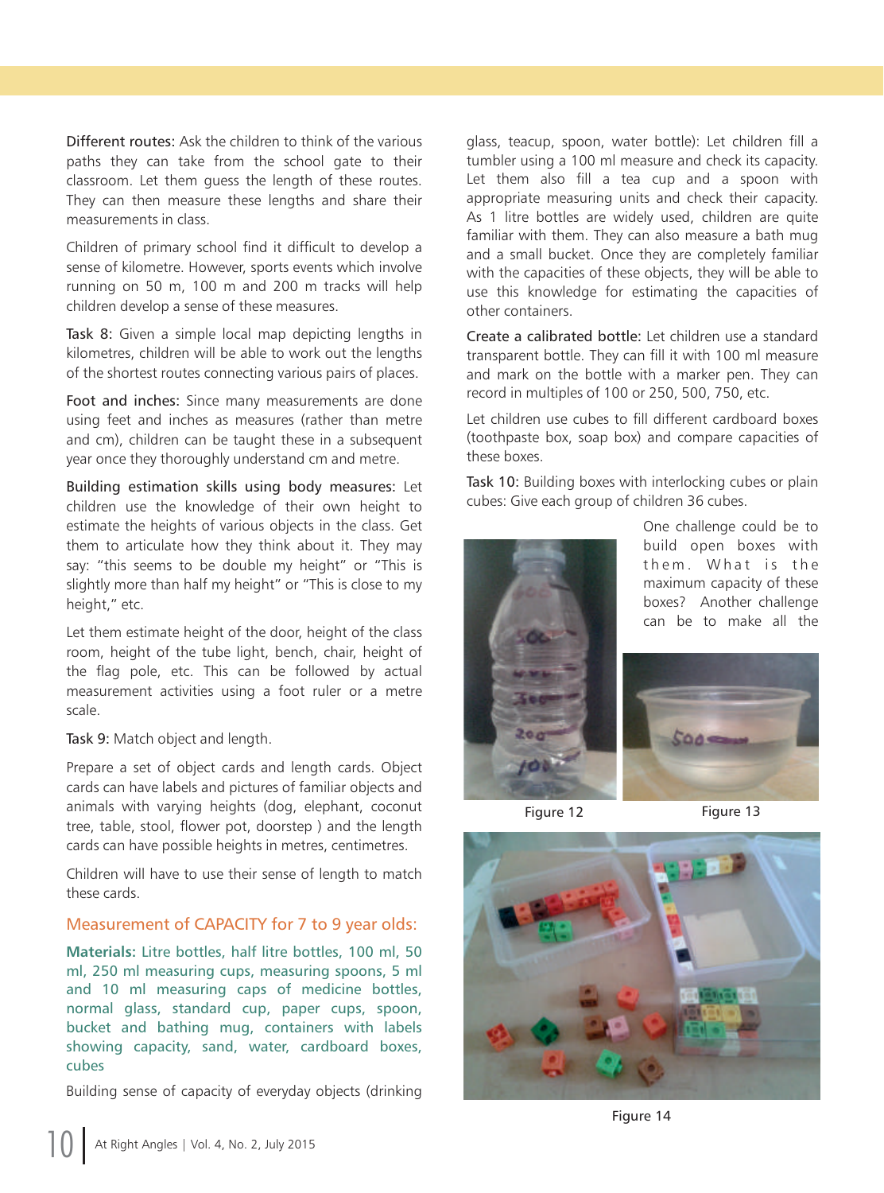**Different routes:** Ask the children to think of the various paths they can take from the school gate to their classroom. Let them guess the length of these routes. They can then measure these lengths and share their measurements in class.

Children of primary school find it difficult to develop a sense of kilometre. However, sports events which involve running on 50 m, 100 m and 200 m tracks will help children develop a sense of these measures.

**Task 8:** Given a simple local map depicting lengths in kilometres, children will be able to work out the lengths of the shortest routes connecting various pairs of places.

**Foot and inches:** Since many measurements are done using feet and inches as measures (rather than metre and cm), children can be taught these in a subsequent year once they thoroughly understand cm and metre.

**Building estimation skills using body measures:** Let children use the knowledge of their own height to estimate the heights of various objects in the class. Get them to articulate how they think about it. They may say: "this seems to be double my height" or "This is slightly more than half my height" or "This is close to my height," etc.

Let them estimate height of the door, height of the class room, height of the tube light, bench, chair, height of the flag pole, etc. This can be followed by actual measurement activities using a foot ruler or a metre scale.

**Task 9:** Match object and length.

Prepare a set of object cards and length cards. Object cards can have labels and pictures of familiar objects and animals with varying heights (dog, elephant, coconut tree, table, stool, flower pot, doorstep ) and the length cards can have possible heights in metres, centimetres.

Children will have to use their sense of length to match these cards.

## Measurement of CAPACITY for 7 to 9 year olds:

**Materials:** Litre bottles, half litre bottles, 100 ml, 50 ml, 250 ml measuring cups, measuring spoons, 5 ml and 10 ml measuring caps of medicine bottles, normal glass, standard cup, paper cups, spoon, bucket and bathing mug, containers with labels showing capacity, sand, water, cardboard boxes, cubes

Building sense of capacity of everyday objects (drinking glass, teacup, spoon, water bottle): Let children fill a tumbler using a 100 ml measure and check its capacity. Let them also fill a tea cup and a spoon with appropriate measuring units and check their capacity. As 1 litre bottles are widely used, children are quite familiar with them. They can also measure a bath mug and a small bucket. Once they are completely familiar with the capacities of these objects, they will be able to use this knowledge for estimating the capacities of other containers.

**Create a calibrated bottle:** Let children use a standard transparent bottle. They can fill it with 100 ml measure and mark on the bottle with a marker pen. They can record in multiples of 100 or 250, 500, 750, etc.

Let children use cubes to fill different cardboard boxes (toothpaste box, soap box) and compare capacities of these boxes.

**Task 10:** Building boxes with interlocking cubes or plain cubes: Give each group of children 36 cubes.

One challenge could be to build open boxes with them. What is the maximum capacity of these boxes? Another challenge can be to make all the

Figure 12

Figure 13

Figure 14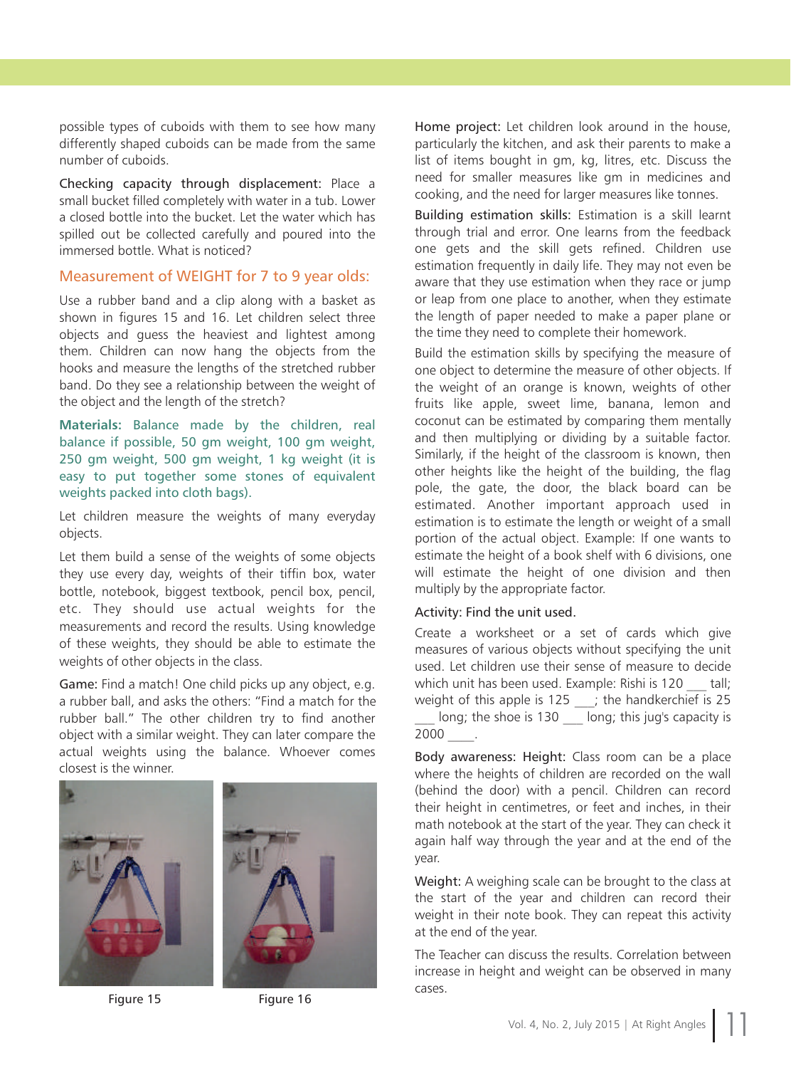possible types of cuboids with them to see how many differently shaped cuboids can be made from the same number of cuboids.

Checking capacity through displacement: Place a small bucket filled completely with water in a tub. Lower a closed bottle into the bucket. Let the water which has spilled out be collected carefully and poured into the immersed bottle. What is noticed?

## Measurement of WEIGHT for 7 to 9 year olds:

Use a rubber band and a clip along with a basket as shown in figures 15 and 16. Let children select three objects and guess the heaviest and lightest among them. Children can now hang the objects from the hooks and measure the lengths of the stretched rubber band. Do they see a relationship between the weight of the object and the length of the stretch?

**Materials:** Balance made by the children, real balance if possible, 50 gm weight, 100 gm weight, 250 gm weight, 500 gm weight, 1 kg weight (it is easy to put together some stones of equivalent weights packed into cloth bags).

Let children measure the weights of many everyday objects.

Let them build a sense of the weights of some objects they use every day, weights of their tiffin box, water bottle, notebook, biggest textbook, pencil box, pencil, etc. They should use actual weights for the measurements and record the results. Using knowledge of these weights, they should be able to estimate the weights of other objects in the class.

Game: Find a match! One child picks up any object, e.g. a rubber ball, and asks the others: "Find a match for the rubber ball." The other children try to find another object with a similar weight. They can later compare the actual weights using the balance. Whoever comes closest is the winner.

Figure 15

Figure 16

Home project: Let children look around in the house, particularly the kitchen, and ask their parents to make a list of items bought in gm, kg, litres, etc. Discuss the need for smaller measures like gm in medicines and cooking, and the need for larger measures like tonnes.

Building estimation skills: Estimation is a skill learnt through trial and error. One learns from the feedback one gets and the skill gets refined. Children use estimation frequently in daily life. They may not even be aware that they use estimation when they race or jump or leap from one place to another, when they estimate the length of paper needed to make a paper plane or the time they need to complete their homework.

Build the estimation skills by specifying the measure of one object to determine the measure of other objects. If the weight of an orange is known, weights of other fruits like apple, sweet lime, banana, lemon and coconut can be estimated by comparing them mentally and then multiplying or dividing by a suitable factor. Similarly, if the height of the classroom is known, then other heights like the height of the building, the flag pole, the gate, the door, the black board can be estimated. Another important approach used in estimation is to estimate the length or weight of a small portion of the actual object. Example: If one wants to estimate the height of a book shelf with 6 divisions, one will estimate the height of one division and then multiply by the appropriate factor.

Activity: Find the unit used.

Create a worksheet or a set of cards which give measures of various objects without specifying the unit used. Let children use their sense of measure to decide which unit has been used. Example: Rishi is 120 ___ tall; weight of this apple is 125 ___; the handkerchief is 25 ___ long; the shoe is 130 ___ long; this jug's capacity is 2000 ____.

Body awareness: Height: Class room can be a place where the heights of children are recorded on the wall (behind the door) with a pencil. Children can record their height in centimetres, or feet and inches, in their math notebook at the start of the year. They can check it again half way through the year and at the end of the year.

Weight: A weighing scale can be brought to the class at the start of the year and children can record their weight in their note book. They can repeat this activity at the end of the year.

The Teacher can discuss the results. Correlation between increase in height and weight can be observed in many cases.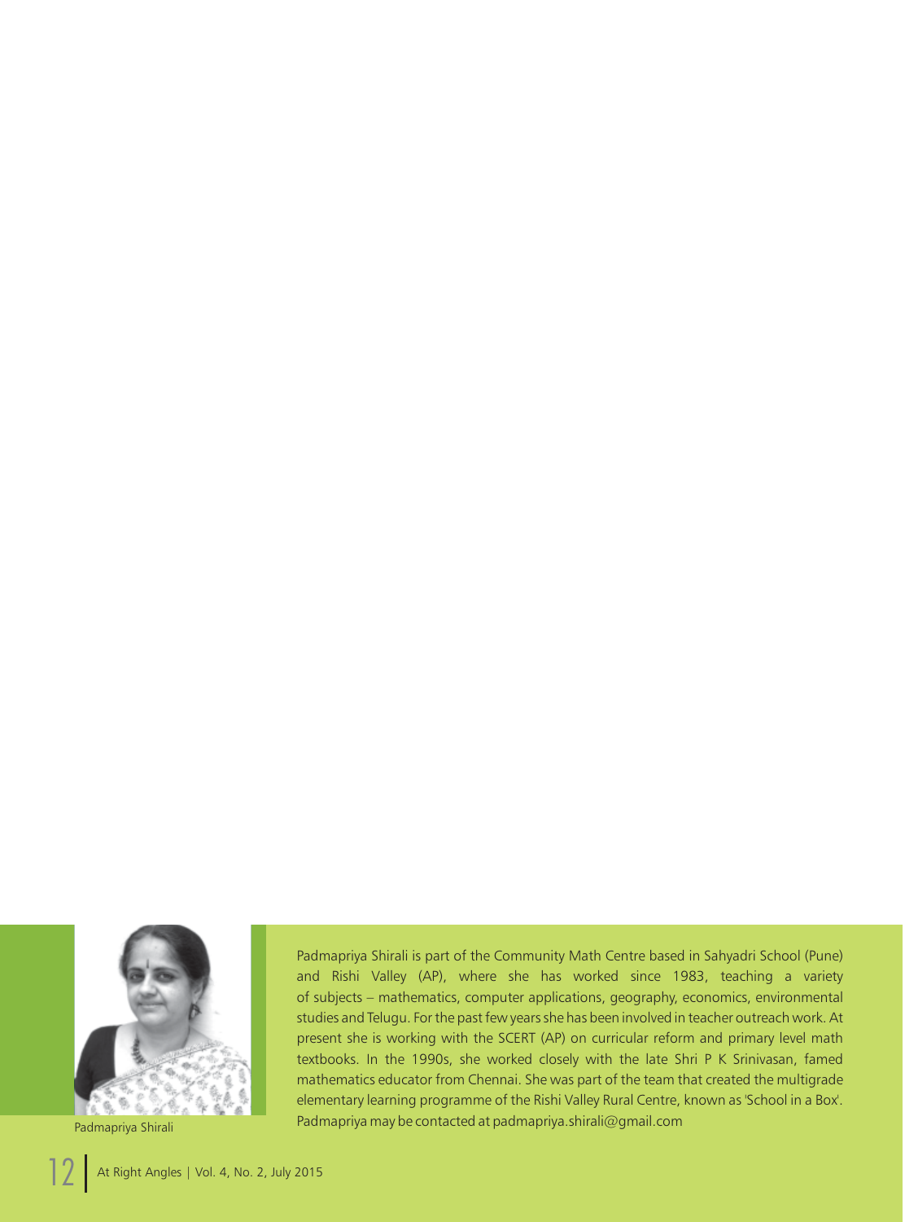Padmapriya Shirali

Padmapriya Shirali is part of the Community Math Centre based in Sahyadri School (Pune) and Rishi Valley (AP), where she has worked since 1983, teaching a variety of subjects – mathematics, computer applications, geography, economics, environmental studies and Telugu. For the past few years she has been involved in teacher outreach work. At present she is working with the SCERT (AP) on curricular reform and primary level math textbooks. In the 1990s, she worked closely with the late Shri P K Srinivasan, famed mathematics educator from Chennai. She was part of the team that created the multigrade elementary learning programme of the Rishi Valley Rural Centre, known as 'School in a Box'. Padmapriya may be contacted at padmapriya.shirali@gmail.com